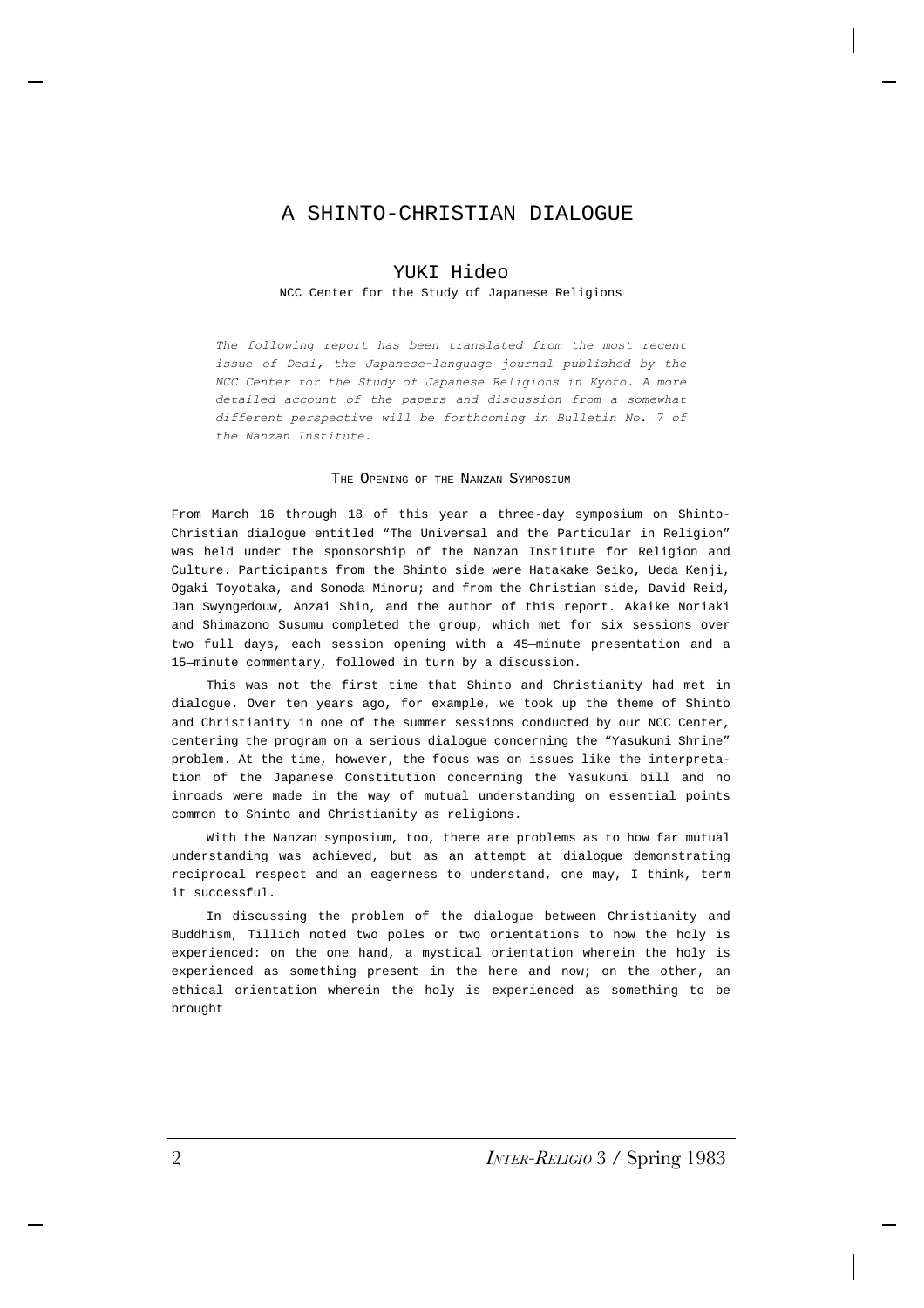# A SHINTO-CHRISTIAN DIALOGUE

## YUKI Hideo

NCC Center for the Study of Japanese Religions

*The following report has been translated from the most recent issue of Deai, the Japanese-language journal published by the NCC Center for the Study of Japanese Religions in Kyoto. A more detailed account of the papers and discussion from a somewhat different perspective will be forthcoming in Bulletin No. 7 of the Nanzan Institute.*

### The Opening of the Nanzan Symposium

From March 16 through 18 of this year a three-day symposium on Shinto-Christian dialogue entitled "The Universal and the Particular in Religion" was held under the sponsorship of the Nanzan Institute for Religion and Culture. Participants from the Shinto side were Hatakake Seiko, Ueda Kenji, Ogaki Toyotaka, and Sonoda Minoru; and from the Christian side, David Reid, Jan Swyngedouw, Anzai Shin, and the author of this report. Akaike Noriaki and Shimazono Susumu completed the group, which met for six sessions over two full days, each session opening with a 45–minute presentation and a 15–minute commentary, followed in turn by a discussion.

This was not the first time that Shinto and Christianity had met in dialogue. Over ten years ago, for example, we took up the theme of Shinto and Christianity in one of the summer sessions conducted by our NCC Center, centering the program on a serious dialogue concerning the "Yasukuni Shrine" problem. At the time, however, the focus was on issues like the interpretation of the Japanese Constitution concerning the Yasukuni bill and no inroads were made in the way of mutual understanding on essential points common to Shinto and Christianity as religions.

With the Nanzan symposium, too, there are problems as to how far mutual understanding was achieved, but as an attempt at dialogue demonstrating reciprocal respect and an eagerness to understand, one may, I think, term it successful.

In discussing the problem of the dialogue between Christianity and Buddhism, Tillich noted two poles or two orientations to how the holy is experienced: on the one hand, a mystical orientation wherein the holy is experienced as something present in the here and now; on the other, an ethical orientation wherein the holy is experienced as something to be brought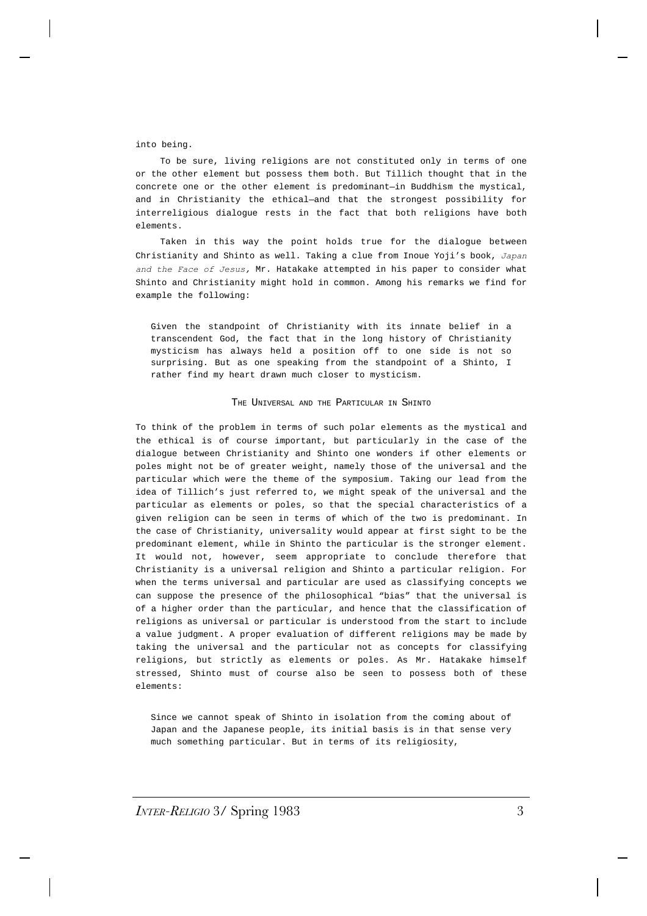into being.

To be sure, living religions are not constituted only in terms of one or the other element but possess them both. But Tillich thought that in the concrete one or the other element is predominant—in Buddhism the mystical, and in Christianity the ethical—and that the strongest possibility for interreligious dialogue rests in the fact that both religions have both elements.

Taken in this way the point holds true for the dialogue between Christianity and Shinto as well. Taking a clue from Inoue Yoji's book, *Japan and the Face of Jesus,* Mr. Hatakake attempted in his paper to consider what Shinto and Christianity might hold in common. Among his remarks we find for example the following:

> Given the standpoint of Christianity with its innate belief in a transcendent God, the fact that in the long history of Christianity mysticism has always held a position off to one side is not so surprising. But as one speaking from the standpoint of a Shinto, I rather find my heart drawn much closer to mysticism.

## The Universal and the Particular in Shinto

To think of the problem in terms of such polar elements as the mystical and the ethical is of course important, but particularly in the case of the dialogue between Christianity and Shinto one wonders if other elements or poles might not be of greater weight, namely those of the universal and the particular which were the theme of the symposium. Taking our lead from the idea of Tillich's just referred to, we might speak of the universal and the particular as elements or poles, so that the special characteristics of a given religion can be seen in terms of which of the two is predominant. In the case of Christianity, universality would appear at first sight to be the predominant element, while in Shinto the particular is the stronger element. It would not, however, seem appropriate to conclude therefore that Christianity is a universal religion and Shinto a particular religion. For when the terms universal and particular are used as classifying concepts we can suppose the presence of the philosophical "bias" that the universal is of a higher order than the particular, and hence that the classification of religions as universal or particular is understood from the start to include a value judgment. A proper evaluation of different religions may be made by taking the universal and the particular not as concepts for classifying religions, but strictly as elements or poles. As Mr. Hatakake himself stressed, Shinto must of course also be seen to possess both of these elements:

> Since we cannot speak of Shinto in isolation from the coming about of Japan and the Japanese people, its initial basis is in that sense very much something particular. But in terms of its religiosity,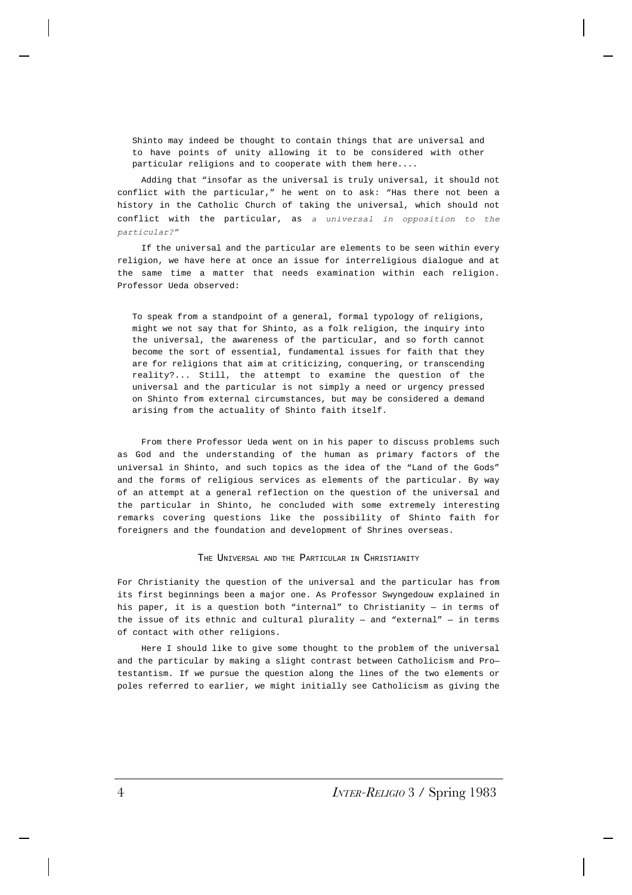> Shinto may indeed be thought to contain things that are universal and to have points of unity allowing it to be considered with other particular religions and to cooperate with them here....

Adding that "insofar as the universal is truly universal, it should not conflict with the particular," he went on to ask: "Has there not been a history in the Catholic Church of taking the universal, which should not conflict with the particular, as *a universal in opposition to the particular?"*

If the universal and the particular are elements to be seen within every religion, we have here at once an issue for interreligious dialogue and at the same time a matter that needs examination within each religion. Professor Ueda observed:

> To speak from a standpoint of a general, formal typology of religions, might we not say that for Shinto, as a folk religion, the inquiry into the universal, the awareness of the particular, and so forth cannot become the sort of essential, fundamental issues for faith that they are for religions that aim at criticizing, conquering, or transcending reality?... Still, the attempt to examine the question of the universal and the particular is not simply a need or urgency pressed on Shinto from external circumstances, but may be considered a demand arising from the actuality of Shinto faith itself.

From there Professor Ueda went on in his paper to discuss problems such as God and the understanding of the human as primary factors of the universal in Shinto, and such topics as the idea of the "Land of the Gods" and the forms of religious services as elements of the particular. By way of an attempt at a general reflection on the question of the universal and the particular in Shinto, he concluded with some extremely interesting remarks covering questions like the possibility of Shinto faith for foreigners and the foundation and development of Shrines overseas.

## The Universal and the Particular in Christianity

For Christianity the question of the universal and the particular has from its first beginnings been a major one. As Professor Swyngedouw explained in his paper, it is a question both "internal" to Christianity — in terms of the issue of its ethnic and cultural plurality — and "external" — in terms of contact with other religions.

Here I should like to give some thought to the problem of the universal and the particular by making a slight contrast between Catholicism and Protestantism. If we pursue the question along the lines of the two elements or poles referred to earlier, we might initially see Catholicism as giving the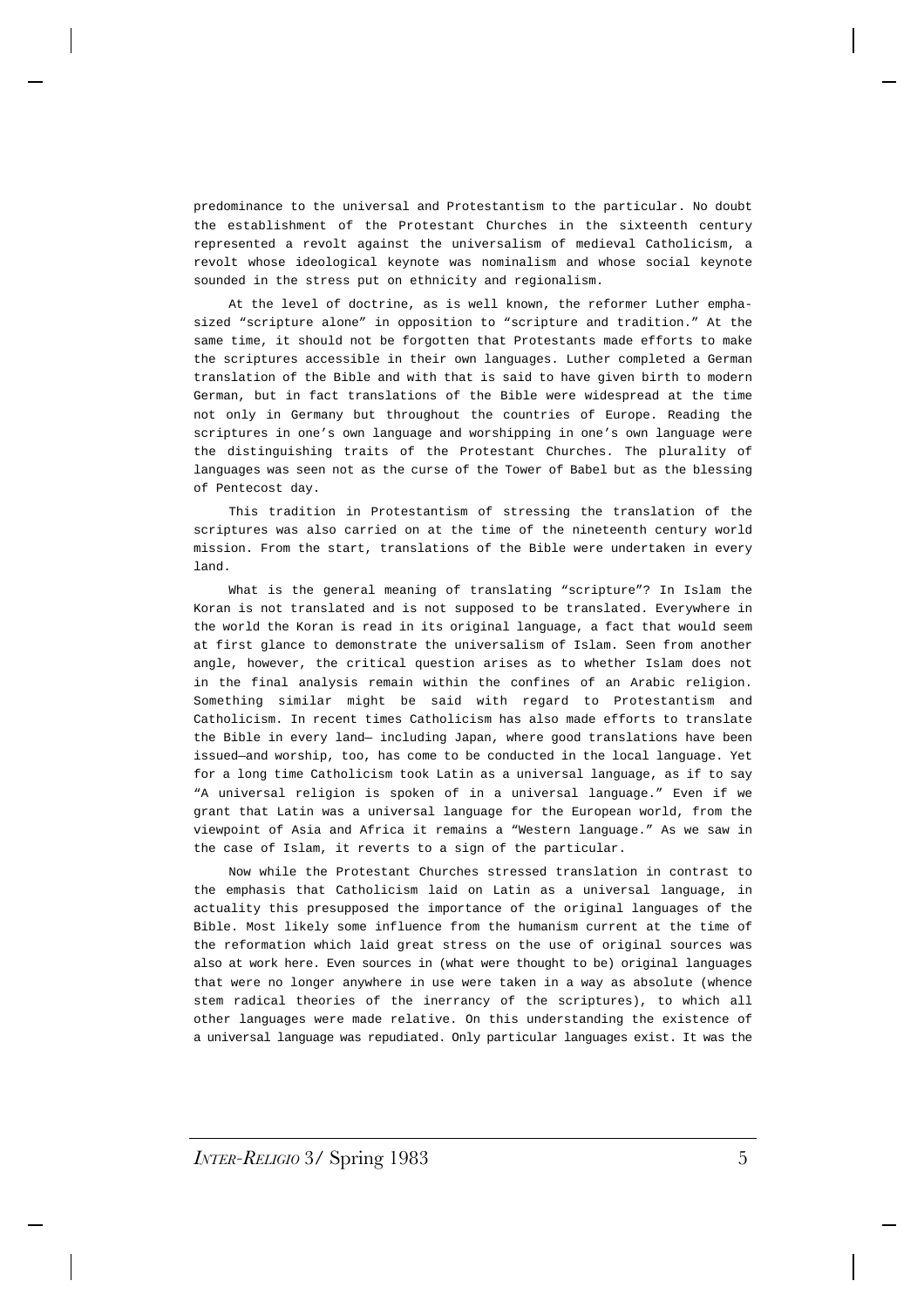predominance to the universal and Protestantism to the particular. No doubt the establishment of the Protestant Churches in the sixteenth century represented a revolt against the universalism of medieval Catholicism, a revolt whose ideological keynote was nominalism and whose social keynote sounded in the stress put on ethnicity and regionalism.

At the level of doctrine, as is well known, the reformer Luther emphasized "scripture alone" in opposition to "scripture and tradition." At the same time, it should not be forgotten that Protestants made efforts to make the scriptures accessible in their own languages. Luther completed a German translation of the Bible and with that is said to have given birth to modern German, but in fact translations of the Bible were widespread at the time not only in Germany but throughout the countries of Europe. Reading the scriptures in one's own language and worshipping in one's own language were the distinguishing traits of the Protestant Churches. The plurality of languages was seen not as the curse of the Tower of Babel but as the blessing of Pentecost day.

This tradition in Protestantism of stressing the translation of the scriptures was also carried on at the time of the nineteenth century world mission. From the start, translations of the Bible were undertaken in every land.

What is the general meaning of translating "scripture"? In Islam the Koran is not translated and is not supposed to be translated. Everywhere in the world the Koran is read in its original language, a fact that would seem at first glance to demonstrate the universalism of Islam. Seen from another angle, however, the critical question arises as to whether Islam does not in the final analysis remain within the confines of an Arabic religion. Something similar might be said with regard to Protestantism and Catholicism. In recent times Catholicism has also made efforts to translate the Bible in every land— including Japan, where good translations have been issued—and worship, too, has come to be conducted in the local language. Yet for a long time Catholicism took Latin as a universal language, as if to say "A universal religion is spoken of in a universal language." Even if we grant that Latin was a universal language for the European world, from the viewpoint of Asia and Africa it remains a "Western language." As we saw in the case of Islam, it reverts to a sign of the particular.

Now while the Protestant Churches stressed translation in contrast to the emphasis that Catholicism laid on Latin as a universal language, in actuality this presupposed the importance of the original languages of the Bible. Most likely some influence from the humanism current at the time of the reformation which laid great stress on the use of original sources was also at work here. Even sources in (what were thought to be) original languages that were no longer anywhere in use were taken in a way as absolute (whence stem radical theories of the inerrancy of the scriptures), to which all other languages were made relative. On this understanding the existence of a universal language was repudiated. Only particular languages exist. It was the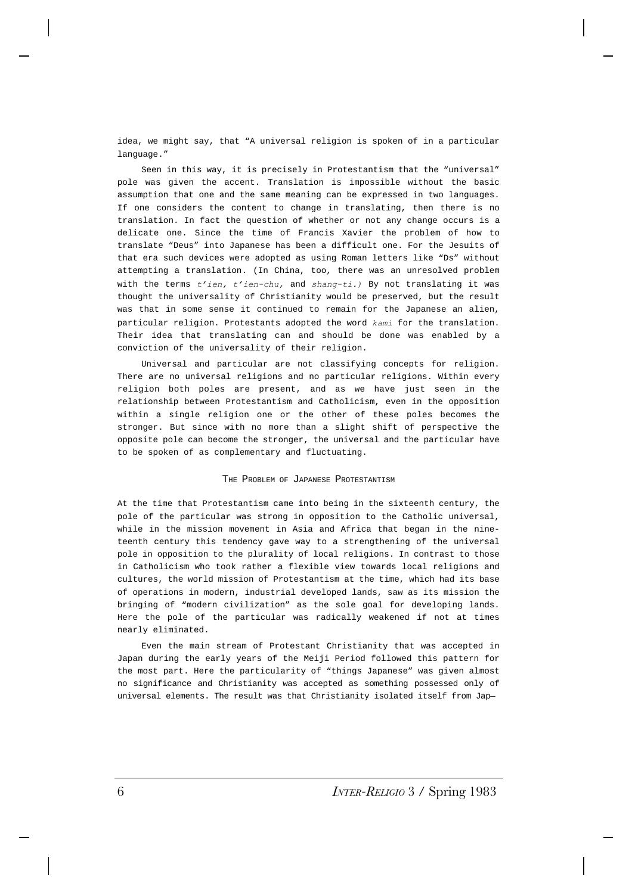idea, we might say, that "A universal religion is spoken of in a particular language."

Seen in this way, it is precisely in Protestantism that the "universal" pole was given the accent. Translation is impossible without the basic assumption that one and the same meaning can be expressed in two languages. If one considers the content to change in translating, then there is no translation. In fact the question of whether or not any change occurs is a delicate one. Since the time of Francis Xavier the problem of how to translate "Deus" into Japanese has been a difficult one. For the Jesuits of that era such devices were adopted as using Roman letters like "Ds" without attempting a translation. (In China, too, there was an unresolved problem with the terms *t'ien*, *t'ien-chu*, and *shang-ti*.) By not translating it was thought the universality of Christianity would be preserved, but the result was that in some sense it continued to remain for the Japanese an alien, particular religion. Protestants adopted the word *kami* for the translation. Their idea that translating can and should be done was enabled by a conviction of the universality of their religion.

Universal and particular are not classifying concepts for religion. There are no universal religions and no particular religions. Within every religion both poles are present, and as we have just seen in the relationship between Protestantism and Catholicism, even in the opposition within a single religion one or the other of these poles becomes the stronger. But since with no more than a slight shift of perspective the opposite pole can become the stronger, the universal and the particular have to be spoken of as complementary and fluctuating.

## The Problem of Japanese Protestantism

At the time that Protestantism came into being in the sixteenth century, the pole of the particular was strong in opposition to the Catholic universal, while in the mission movement in Asia and Africa that began in the nineteenth century this tendency gave way to a strengthening of the universal pole in opposition to the plurality of local religions. In contrast to those in Catholicism who took rather a flexible view towards local religions and cultures, the world mission of Protestantism at the time, which had its base of operations in modern, industrial developed lands, saw as its mission the bringing of "modern civilization" as the sole goal for developing lands. Here the pole of the particular was radically weakened if not at times nearly eliminated.

Even the main stream of Protestant Christianity that was accepted in Japan during the early years of the Meiji Period followed this pattern for the most part. Here the particularity of "things Japanese" was given almost no significance and Christianity was accepted as something possessed only of universal elements. The result was that Christianity isolated itself from Jap–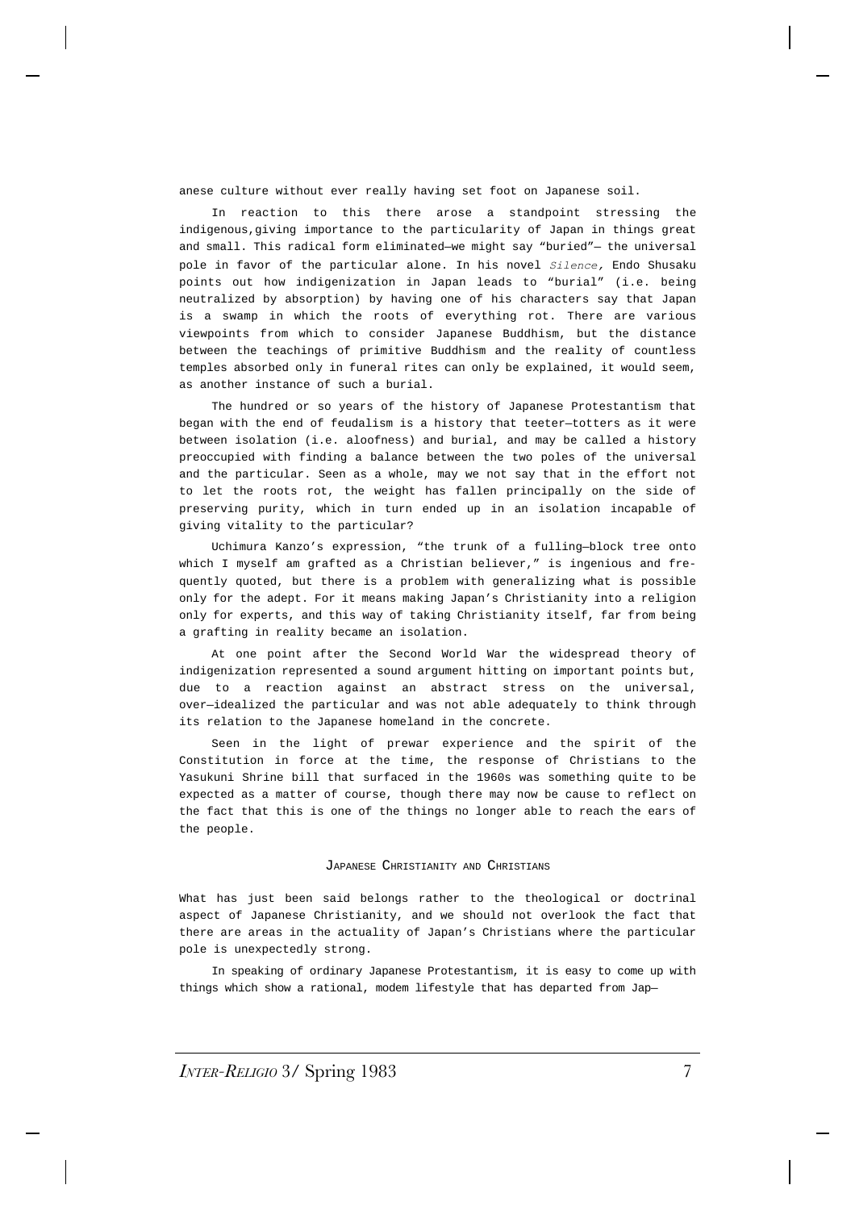anese culture without ever really having set foot on Japanese soil.

In reaction to this there arose a standpoint stressing the indigenous,giving importance to the particularity of Japan in things great and small. This radical form eliminated—we might say "buried"— the universal pole in favor of the particular alone. In his novel *Silence,* Endo Shusaku points out how indigenization in Japan leads to "burial" (i.e. being neutralized by absorption) by having one of his characters say that Japan is a swamp in which the roots of everything rot. There are various viewpoints from which to consider Japanese Buddhism, but the distance between the teachings of primitive Buddhism and the reality of countless temples absorbed only in funeral rites can only be explained, it would seem, as another instance of such a burial.

The hundred or so years of the history of Japanese Protestantism that began with the end of feudalism is a history that teeter—totters as it were between isolation (i.e. aloofness) and burial, and may be called a history preoccupied with finding a balance between the two poles of the universal and the particular. Seen as a whole, may we not say that in the effort not to let the roots rot, the weight has fallen principally on the side of preserving purity, which in turn ended up in an isolation incapable of giving vitality to the particular?

Uchimura Kanzo's expression, "the trunk of a fulling—block tree onto which I myself am grafted as a Christian believer," is ingenious and frequently quoted, but there is a problem with generalizing what is possible only for the adept. For it means making Japan's Christianity into a religion only for experts, and this way of taking Christianity itself, far from being a grafting in reality became an isolation.

At one point after the Second World War the widespread theory of indigenization represented a sound argument hitting on important points but, due to a reaction against an abstract stress on the universal, over—idealized the particular and was not able adequately to think through its relation to the Japanese homeland in the concrete.

Seen in the light of prewar experience and the spirit of the Constitution in force at the time, the response of Christians to the Yasukuni Shrine bill that surfaced in the 1960s was something quite to be expected as a matter of course, though there may now be cause to reflect on the fact that this is one of the things no longer able to reach the ears of the people.

## Japanese Christianity and Christians

What has just been said belongs rather to the theological or doctrinal aspect of Japanese Christianity, and we should not overlook the fact that there are areas in the actuality of Japan's Christians where the particular pole is unexpectedly strong.

In speaking of ordinary Japanese Protestantism, it is easy to come up with things which show a rational, modem lifestyle that has departed from Jap—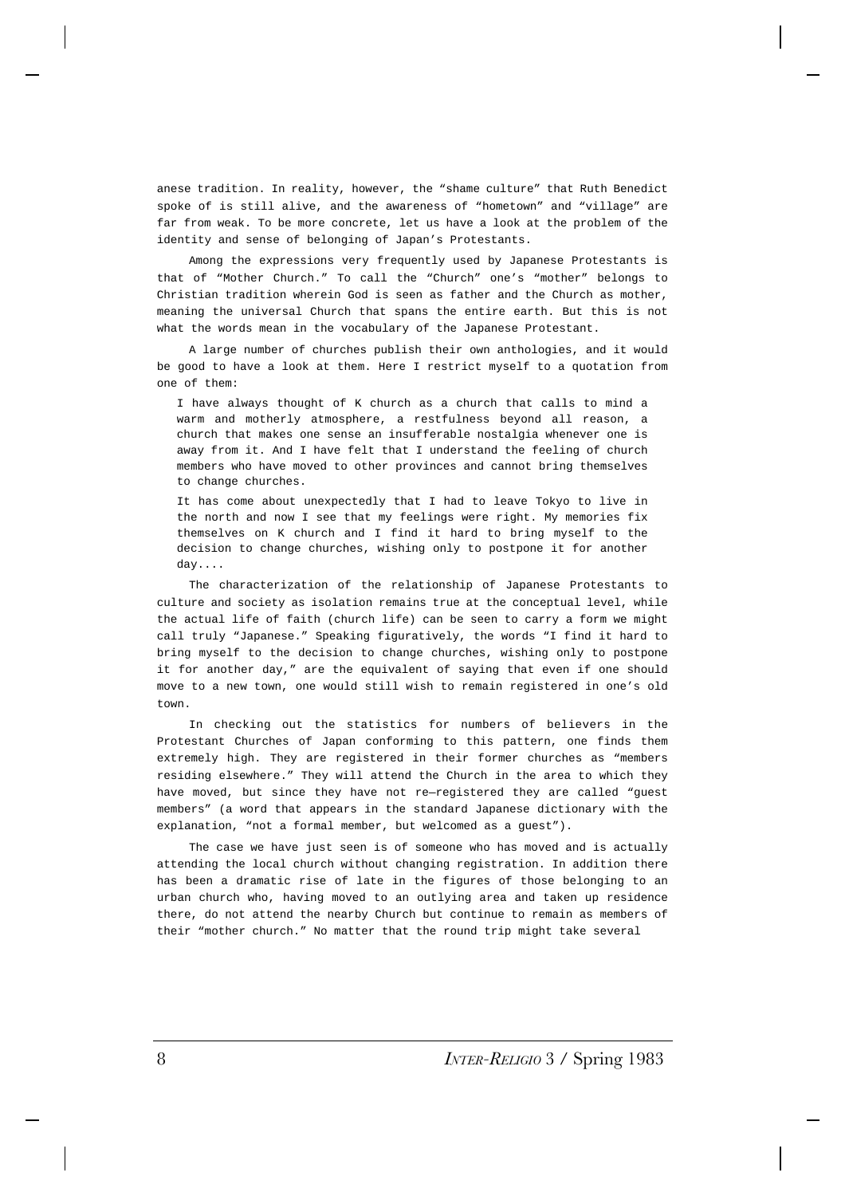anese tradition. In reality, however, the "shame culture" that Ruth Benedict spoke of is still alive, and the awareness of "hometown" and "village" are far from weak. To be more concrete, let us have a look at the problem of the identity and sense of belonging of Japan's Protestants.

Among the expressions very frequently used by Japanese Protestants is that of "Mother Church." To call the "Church" one's "mother" belongs to Christian tradition wherein God is seen as father and the Church as mother, meaning the universal Church that spans the entire earth. But this is not what the words mean in the vocabulary of the Japanese Protestant.

A large number of churches publish their own anthologies, and it would be good to have a look at them. Here I restrict myself to a quotation from one of them:

> I have always thought of K church as a church that calls to mind a warm and motherly atmosphere, a restfulness beyond all reason, a church that makes one sense an insufferable nostalgia whenever one is away from it. And I have felt that I understand the feeling of church members who have moved to other provinces and cannot bring themselves to change churches.
>
> It has come about unexpectedly that I had to leave Tokyo to live in the north and now I see that my feelings were right. My memories fix themselves on K church and I find it hard to bring myself to the decision to change churches, wishing only to postpone it for another day....

The characterization of the relationship of Japanese Protestants to culture and society as isolation remains true at the conceptual level, while the actual life of faith (church life) can be seen to carry a form we might call truly "Japanese." Speaking figuratively, the words "I find it hard to bring myself to the decision to change churches, wishing only to postpone it for another day," are the equivalent of saying that even if one should move to a new town, one would still wish to remain registered in one's old town.

In checking out the statistics for numbers of believers in the Protestant Churches of Japan conforming to this pattern, one finds them extremely high. They are registered in their former churches as "members residing elsewhere." They will attend the Church in the area to which they have moved, but since they have not re—registered they are called "guest members" (a word that appears in the standard Japanese dictionary with the explanation, "not a formal member, but welcomed as a guest").

The case we have just seen is of someone who has moved and is actually attending the local church without changing registration. In addition there has been a dramatic rise of late in the figures of those belonging to an urban church who, having moved to an outlying area and taken up residence there, do not attend the nearby Church but continue to remain as members of their "mother church." No matter that the round trip might take several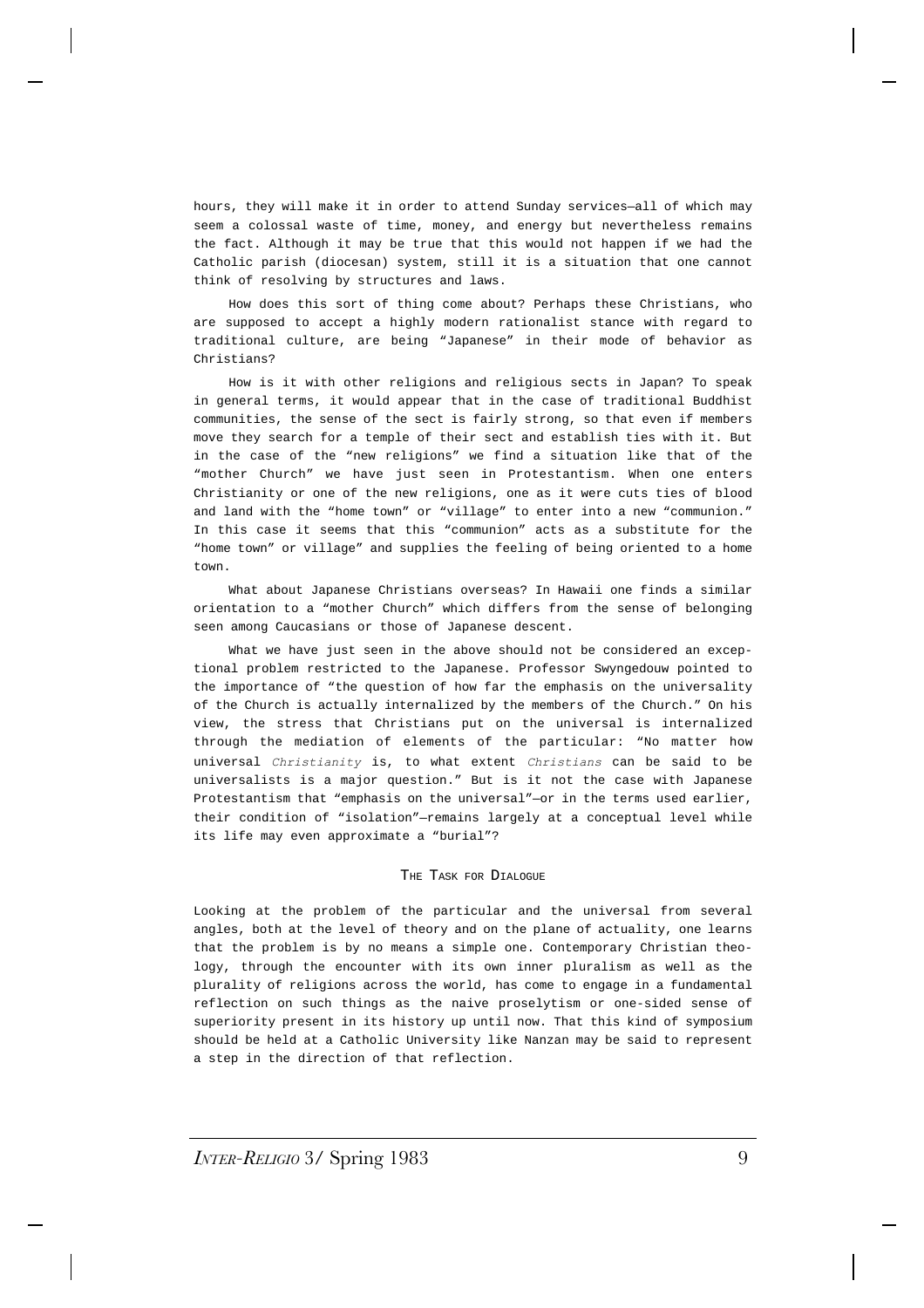hours, they will make it in order to attend Sunday services—all of which may seem a colossal waste of time, money, and energy but nevertheless remains the fact. Although it may be true that this would not happen if we had the Catholic parish (diocesan) system, still it is a situation that one cannot think of resolving by structures and laws.

How does this sort of thing come about? Perhaps these Christians, who are supposed to accept a highly modern rationalist stance with regard to traditional culture, are being "Japanese" in their mode of behavior as Christians?

How is it with other religions and religious sects in Japan? To speak in general terms, it would appear that in the case of traditional Buddhist communities, the sense of the sect is fairly strong, so that even if members move they search for a temple of their sect and establish ties with it. But in the case of the "new religions" we find a situation like that of the "mother Church" we have just seen in Protestantism. When one enters Christianity or one of the new religions, one as it were cuts ties of blood and land with the "home town" or "village" to enter into a new "communion." In this case it seems that this "communion" acts as a substitute for the "home town" or village" and supplies the feeling of being oriented to a home town.

What about Japanese Christians overseas? In Hawaii one finds a similar orientation to a "mother Church" which differs from the sense of belonging seen among Caucasians or those of Japanese descent.

What we have just seen in the above should not be considered an exceptional problem restricted to the Japanese. Professor Swyngedouw pointed to the importance of "the question of how far the emphasis on the universality of the Church is actually internalized by the members of the Church." On his view, the stress that Christians put on the universal is internalized through the mediation of elements of the particular: "No matter how universal *Christianity* is, to what extent *Christians* can be said to be universalists is a major question." But is it not the case with Japanese Protestantism that "emphasis on the universal"—or in the terms used earlier, their condition of "isolation"—remains largely at a conceptual level while its life may even approximate a "burial"?

## The Task for Dialogue

Looking at the problem of the particular and the universal from several angles, both at the level of theory and on the plane of actuality, one learns that the problem is by no means a simple one. Contemporary Christian theology, through the encounter with its own inner pluralism as well as the plurality of religions across the world, has come to engage in a fundamental reflection on such things as the naive proselytism or one-sided sense of superiority present in its history up until now. That this kind of symposium should be held at a Catholic University like Nanzan may be said to represent a step in the direction of that reflection.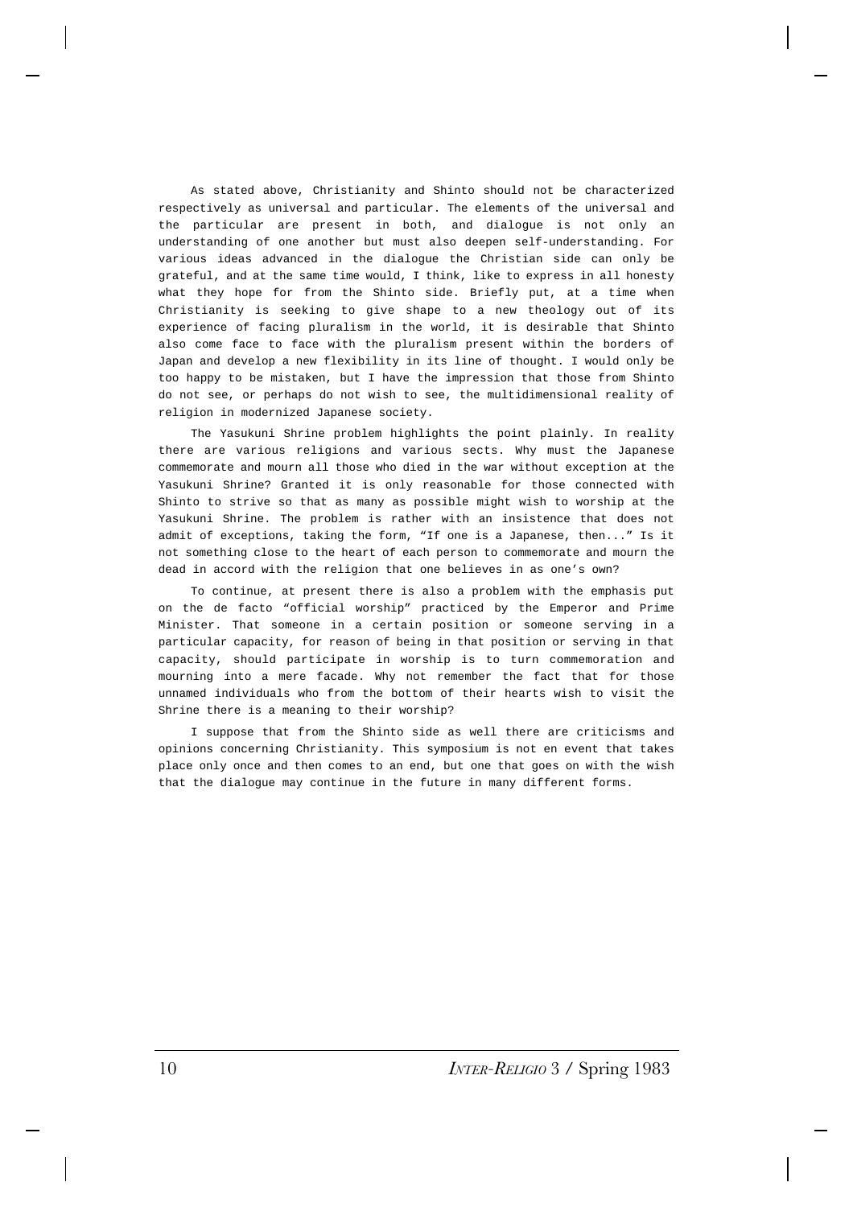As stated above, Christianity and Shinto should not be characterized respectively as universal and particular. The elements of the universal and the particular are present in both, and dialogue is not only an understanding of one another but must also deepen self-understanding. For various ideas advanced in the dialogue the Christian side can only be grateful, and at the same time would, I think, like to express in all honesty what they hope for from the Shinto side. Briefly put, at a time when Christianity is seeking to give shape to a new theology out of its experience of facing pluralism in the world, it is desirable that Shinto also come face to face with the pluralism present within the borders of Japan and develop a new flexibility in its line of thought. I would only be too happy to be mistaken, but I have the impression that those from Shinto do not see, or perhaps do not wish to see, the multidimensional reality of religion in modernized Japanese society.

The Yasukuni Shrine problem highlights the point plainly. In reality there are various religions and various sects. Why must the Japanese commemorate and mourn all those who died in the war without exception at the Yasukuni Shrine? Granted it is only reasonable for those connected with Shinto to strive so that as many as possible might wish to worship at the Yasukuni Shrine. The problem is rather with an insistence that does not admit of exceptions, taking the form, "If one is a Japanese, then..." Is it not something close to the heart of each person to commemorate and mourn the dead in accord with the religion that one believes in as one's own?

To continue, at present there is also a problem with the emphasis put on the de facto "official worship" practiced by the Emperor and Prime Minister. That someone in a certain position or someone serving in a particular capacity, for reason of being in that position or serving in that capacity, should participate in worship is to turn commemoration and mourning into a mere facade. Why not remember the fact that for those unnamed individuals who from the bottom of their hearts wish to visit the Shrine there is a meaning to their worship?

I suppose that from the Shinto side as well there are criticisms and opinions concerning Christianity. This symposium is not en event that takes place only once and then comes to an end, but one that goes on with the wish that the dialogue may continue in the future in many different forms.